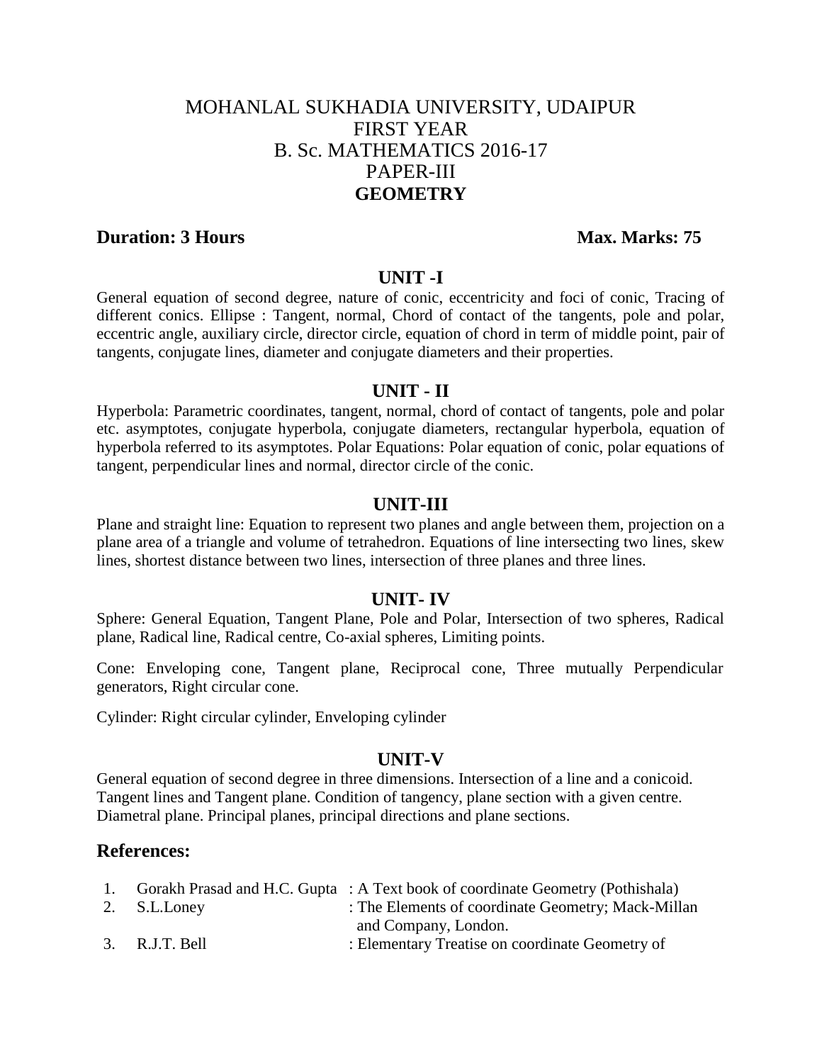# MOHANLAL SUKHADIA UNIVERSITY, UDAIPUR
## FIRST YEAR
## B. Sc. MATHEMATICS 2016-17
## PAPER-III
## **GEOMETRY**

**Duration: 3 Hours** **Max. Marks: 75**

### UNIT -I

General equation of second degree, nature of conic, eccentricity and foci of conic, Tracing of different conics. Ellipse : Tangent, normal, Chord of contact of the tangents, pole and polar, eccentric angle, auxiliary circle, director circle, equation of chord in term of middle point, pair of tangents, conjugate lines, diameter and conjugate diameters and their properties.

### UNIT - II

Hyperbola: Parametric coordinates, tangent, normal, chord of contact of tangents, pole and polar etc. asymptotes, conjugate hyperbola, conjugate diameters, rectangular hyperbola, equation of hyperbola referred to its asymptotes. Polar Equations: Polar equation of conic, polar equations of tangent, perpendicular lines and normal, director circle of the conic.

### UNIT-III

Plane and straight line: Equation to represent two planes and angle between them, projection on a plane area of a triangle and volume of tetrahedron. Equations of line intersecting two lines, skew lines, shortest distance between two lines, intersection of three planes and three lines.

### UNIT- IV

Sphere: General Equation, Tangent Plane, Pole and Polar, Intersection of two spheres, Radical plane, Radical line, Radical centre, Co-axial spheres, Limiting points.

Cone: Enveloping cone, Tangent plane, Reciprocal cone, Three mutually Perpendicular generators, Right circular cone.

Cylinder: Right circular cylinder, Enveloping cylinder

### UNIT-V

General equation of second degree in three dimensions. Intersection of a line and a conicoid. Tangent lines and Tangent plane. Condition of tangency, plane section with a given centre. Diametral plane. Principal planes, principal directions and plane sections.

## References:

1. Gorakh Prasad and H.C. Gupta : A Text book of coordinate Geometry (Pothishala)
2. S.L.Loney : The Elements of coordinate Geometry; Mack-Millan and Company, London.
3. R.J.T. Bell : Elementary Treatise on coordinate Geometry of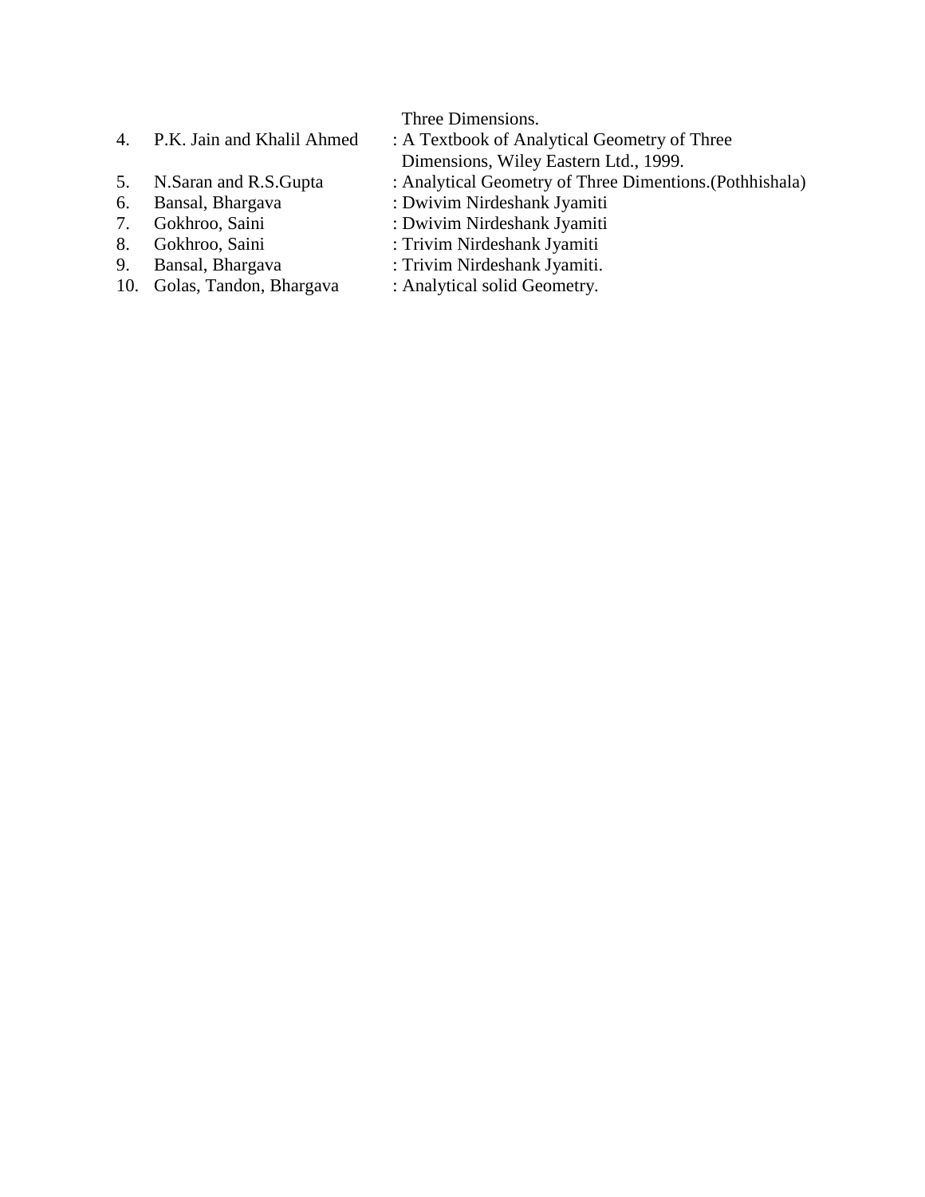Three Dimensions.

4. P.K. Jain and Khalil Ahmed : A Textbook of Analytical Geometry of Three Dimensions, Wiley Eastern Ltd., 1999.
5. N.Saran and R.S.Gupta : Analytical Geometry of Three Dimentions.(Pothhishala)
6. Bansal, Bhargava : Dwivim Nirdeshank Jyamiti
7. Gokhroo, Saini : Dwivim Nirdeshank Jyamiti
8. Gokhroo, Saini : Trivim Nirdeshank Jyamiti
9. Bansal, Bhargava : Trivim Nirdeshank Jyamiti.
10. Golas, Tandon, Bhargava : Analytical solid Geometry.